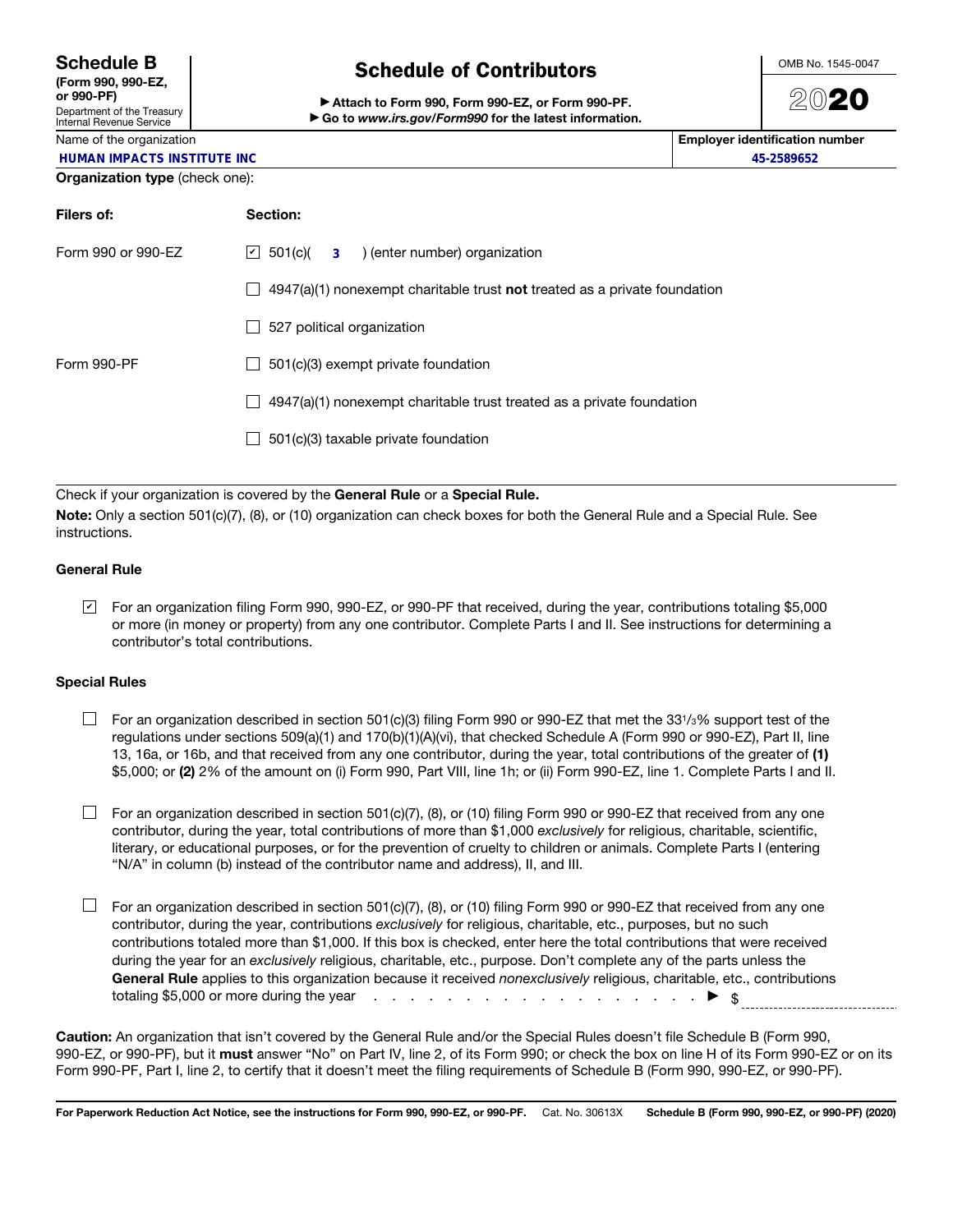# Schedule B

**(Form 990, 990-EZ, or 990-PF)**

Department of the Treasury
Internal Revenue Service

## Schedule of Contributors

▶ **Attach to Form 990, Form 990-EZ, or Form 990-PF.**
▶ **Go to *www.irs.gov/Form990* for the latest information.**

OMB No. 1545-0047

**2020**

| Name of the organization | Employer identification number |
|---|---|
| HUMAN IMPACTS INSTITUTE INC | 45-2589652 |

**Organization type** (check one):

| Filers of: | Section: |
|---|---|
| Form 990 or 990-EZ | ☑ 501(c)( 3 ) (enter number) organization |
| | ☐ 4947(a)(1) nonexempt charitable trust **not** treated as a private foundation |
| | ☐ 527 political organization |
| Form 990-PF | ☐ 501(c)(3) exempt private foundation |
| | ☐ 4947(a)(1) nonexempt charitable trust treated as a private foundation |
| | ☐ 501(c)(3) taxable private foundation |

Check if your organization is covered by the **General Rule** or a **Special Rule.**

**Note:** Only a section 501(c)(7), (8), or (10) organization can check boxes for both the General Rule and a Special Rule. See instructions.

### General Rule

☑ For an organization filing Form 990, 990-EZ, or 990-PF that received, during the year, contributions totaling $5,000 or more (in money or property) from any one contributor. Complete Parts I and II. See instructions for determining a contributor's total contributions.

### Special Rules

☐ For an organization described in section 501(c)(3) filing Form 990 or 990-EZ that met the 33 1/3% support test of the regulations under sections 509(a)(1) and 170(b)(1)(A)(vi), that checked Schedule A (Form 990 or 990-EZ), Part II, line 13, 16a, or 16b, and that received from any one contributor, during the year, total contributions of the greater of **(1)** $5,000; or **(2)** 2% of the amount on (i) Form 990, Part VIII, line 1h; or (ii) Form 990-EZ, line 1. Complete Parts I and II.

☐ For an organization described in section 501(c)(7), (8), or (10) filing Form 990 or 990-EZ that received from any one contributor, during the year, total contributions of more than $1,000 *exclusively* for religious, charitable, scientific, literary, or educational purposes, or for the prevention of cruelty to children or animals. Complete Parts I (entering "N/A" in column (b) instead of the contributor name and address), II, and III.

☐ For an organization described in section 501(c)(7), (8), or (10) filing Form 990 or 990-EZ that received from any one contributor, during the year, contributions *exclusively* for religious, charitable, etc., purposes, but no such contributions totaled more than $1,000. If this box is checked, enter here the total contributions that were received during the year for an *exclusively* religious, charitable, etc., purpose. Don't complete any of the parts unless the **General Rule** applies to this organization because it received *nonexclusively* religious, charitable, etc., contributions totaling $5,000 or more during the year . . . . . . . . . . . . . . . . . . . . . . ▶ $ ____________

**Caution:** An organization that isn't covered by the General Rule and/or the Special Rules doesn't file Schedule B (Form 990, 990-EZ, or 990-PF), but it **must** answer "No" on Part IV, line 2, of its Form 990; or check the box on line H of its Form 990-EZ or on its Form 990-PF, Part I, line 2, to certify that it doesn't meet the filing requirements of Schedule B (Form 990, 990-EZ, or 990-PF).

**For Paperwork Reduction Act Notice, see the instructions for Form 990, 990-EZ, or 990-PF.** Cat. No. 30613X **Schedule B (Form 990, 990-EZ, or 990-PF) (2020)**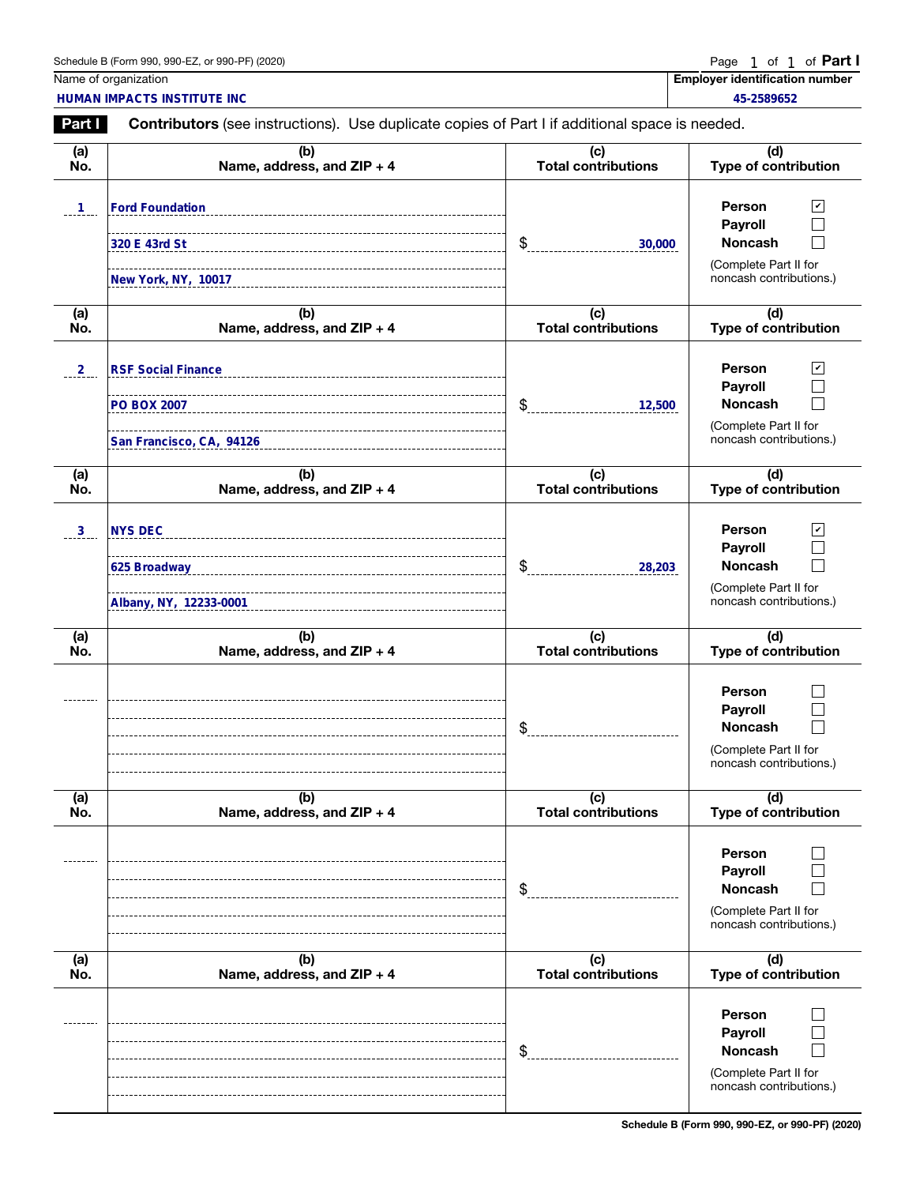Schedule B (Form 990, 990-EZ, or 990-PF) (2020)

Page 1 of 1 of **Part I**

| Name of organization | Employer identification number |
|---|---|
| HUMAN IMPACTS INSTITUTE INC | 45-2589652 |

**Part I** **Contributors** (see instructions). Use duplicate copies of Part I if additional space is needed.

| (a) No. | (b) Name, address, and ZIP + 4 | (c) Total contributions | (d) Type of contribution |
|---|---|---|---|
| 1 | Ford Foundation<br>320 E 43rd St<br>New York, NY, 10017 | $ 30,000 | Person ☑<br>Payroll ☐<br>Noncash ☐<br>(Complete Part II for noncash contributions.) |
| 2 | RSF Social Finance<br>PO BOX 2007<br>San Francisco, CA, 94126 | $ 12,500 | Person ☑<br>Payroll ☐<br>Noncash ☐<br>(Complete Part II for noncash contributions.) |
| 3 | NYS DEC<br>625 Broadway<br>Albany, NY, 12233-0001 | $ 28,203 | Person ☑<br>Payroll ☐<br>Noncash ☐<br>(Complete Part II for noncash contributions.) |
| | | $ | Person ☐<br>Payroll ☐<br>Noncash ☐<br>(Complete Part II for noncash contributions.) |
| | | $ | Person ☐<br>Payroll ☐<br>Noncash ☐<br>(Complete Part II for noncash contributions.) |
| | | $ | Person ☐<br>Payroll ☐<br>Noncash ☐<br>(Complete Part II for noncash contributions.) |

Schedule B (Form 990, 990-EZ, or 990-PF) (2020)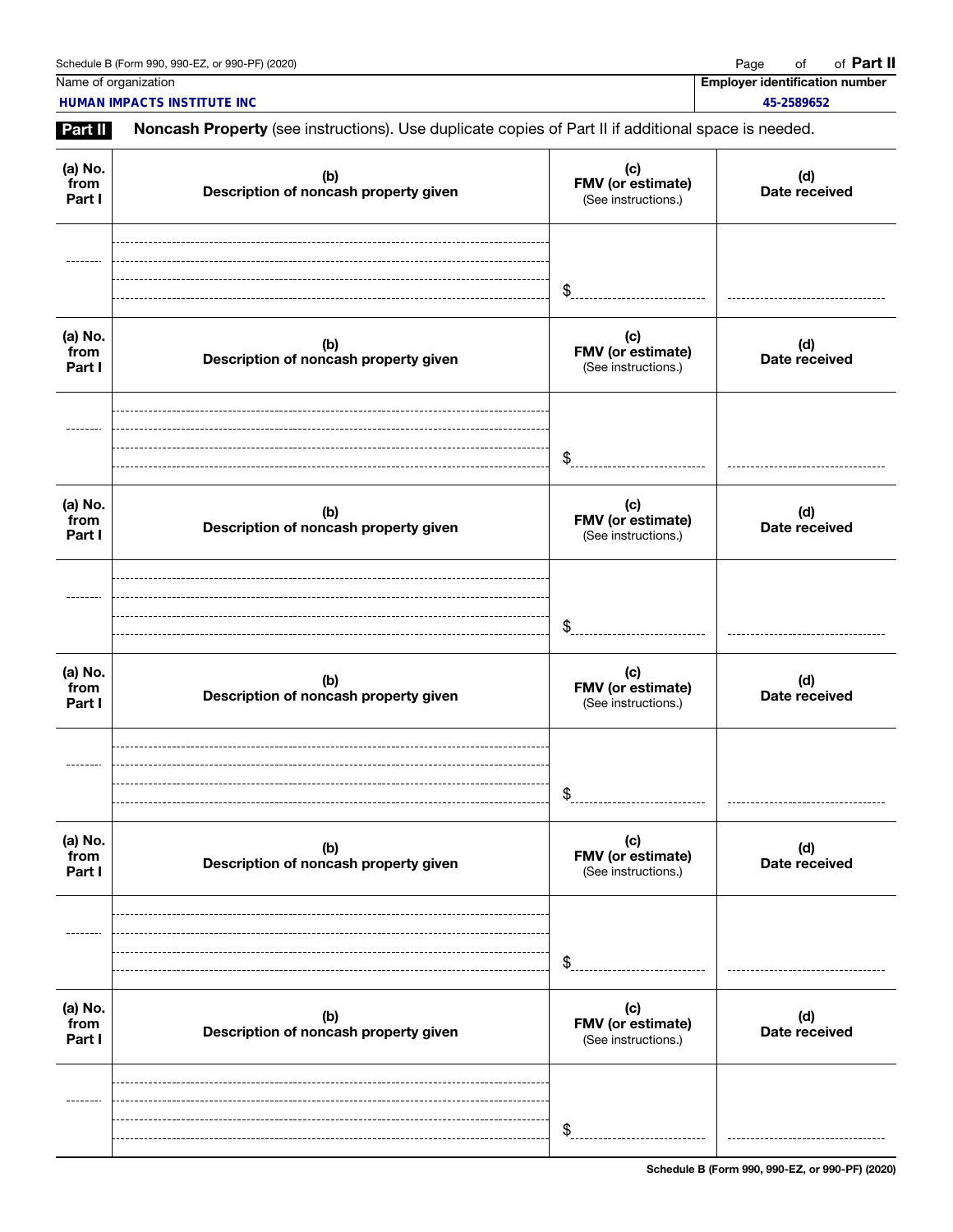Name of organization: **HUMAN IMPACTS INSTITUTE INC**

Employer identification number: **45-2589652**

**Part II** **Noncash Property** (see instructions). Use duplicate copies of Part II if additional space is needed.

| (a) No. from Part I | (b) Description of noncash property given | (c) FMV (or estimate) (See instructions.) | (d) Date received |
|---|---|---|---|
| | | $ | |

| (a) No. from Part I | (b) Description of noncash property given | (c) FMV (or estimate) (See instructions.) | (d) Date received |
|---|---|---|---|
| | | $ | |

| (a) No. from Part I | (b) Description of noncash property given | (c) FMV (or estimate) (See instructions.) | (d) Date received |
|---|---|---|---|
| | | $ | |

| (a) No. from Part I | (b) Description of noncash property given | (c) FMV (or estimate) (See instructions.) | (d) Date received |
|---|---|---|---|
| | | $ | |

| (a) No. from Part I | (b) Description of noncash property given | (c) FMV (or estimate) (See instructions.) | (d) Date received |
|---|---|---|---|
| | | $ | |

| (a) No. from Part I | (b) Description of noncash property given | (c) FMV (or estimate) (See instructions.) | (d) Date received |
|---|---|---|---|
| | | $ | |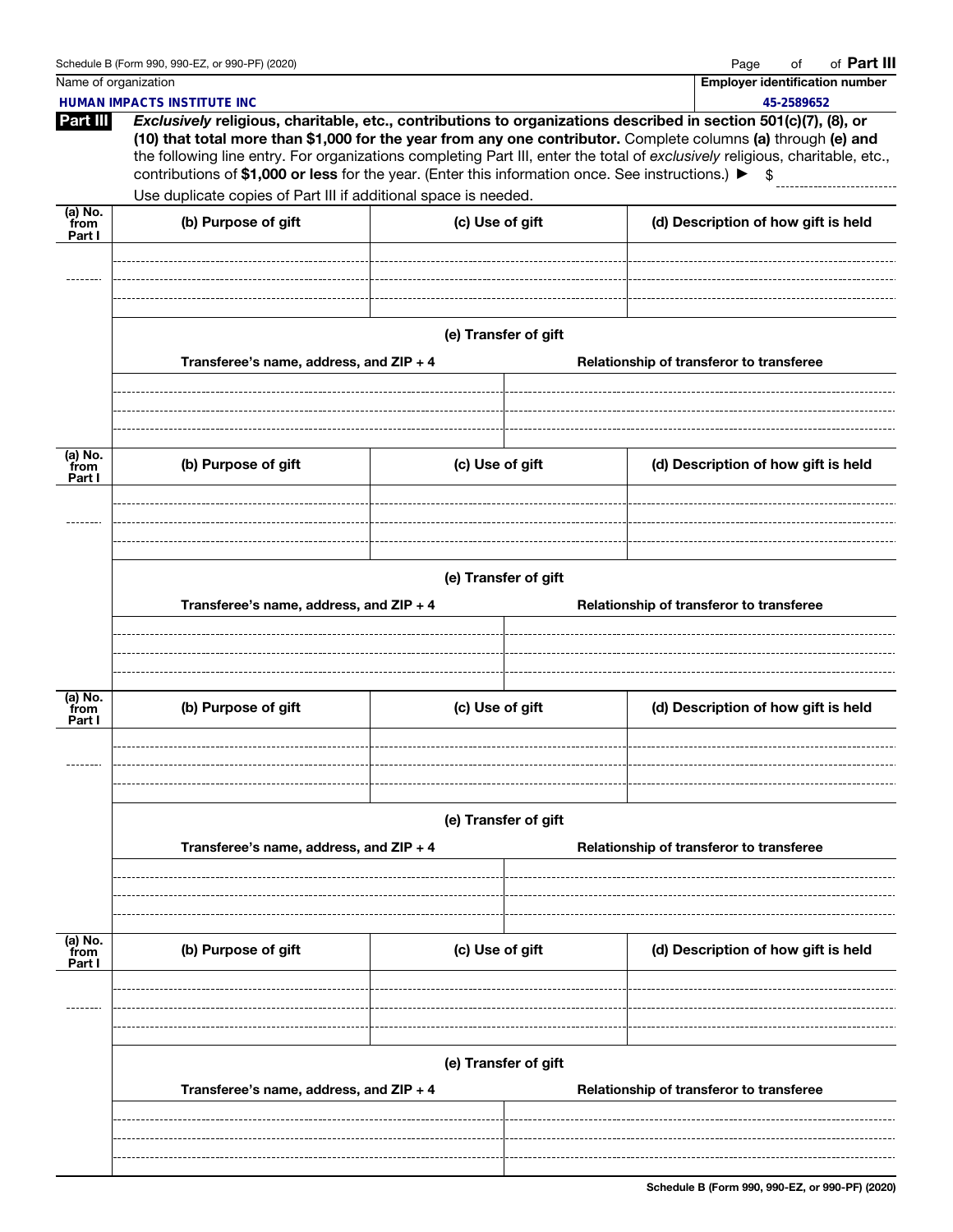Schedule B (Form 990, 990-EZ, or 990-PF) (2020) Page of of **Part III**

Name of organization: **HUMAN IMPACTS INSTITUTE INC**

Employer identification number: **45-2589652**

## Part III

***Exclusively*** **religious, charitable, etc., contributions to organizations described in section 501(c)(7), (8), or (10) that total more than $1,000 for the year from any one contributor.** Complete columns **(a)** through **(e) and** the following line entry. For organizations completing Part III, enter the total of *exclusively* religious, charitable, etc., contributions of **$1,000 or less** for the year. (Enter this information once. See instructions.) ▶ $

Use duplicate copies of Part III if additional space is needed.

| (a) No. from Part I | (b) Purpose of gift | (c) Use of gift | (d) Description of how gift is held |
|---|---|---|---|
| | | | |

(e) Transfer of gift

| Transferee's name, address, and ZIP + 4 | Relationship of transferor to transferee |
|---|---|
| | |

| (a) No. from Part I | (b) Purpose of gift | (c) Use of gift | (d) Description of how gift is held |
|---|---|---|---|
| | | | |

(e) Transfer of gift

| Transferee's name, address, and ZIP + 4 | Relationship of transferor to transferee |
|---|---|
| | |

| (a) No. from Part I | (b) Purpose of gift | (c) Use of gift | (d) Description of how gift is held |
|---|---|---|---|
| | | | |

(e) Transfer of gift

| Transferee's name, address, and ZIP + 4 | Relationship of transferor to transferee |
|---|---|
| | |

| (a) No. from Part I | (b) Purpose of gift | (c) Use of gift | (d) Description of how gift is held |
|---|---|---|---|
| | | | |

(e) Transfer of gift

| Transferee's name, address, and ZIP + 4 | Relationship of transferor to transferee |
|---|---|
| | |

Schedule B (Form 990, 990-EZ, or 990-PF) (2020)